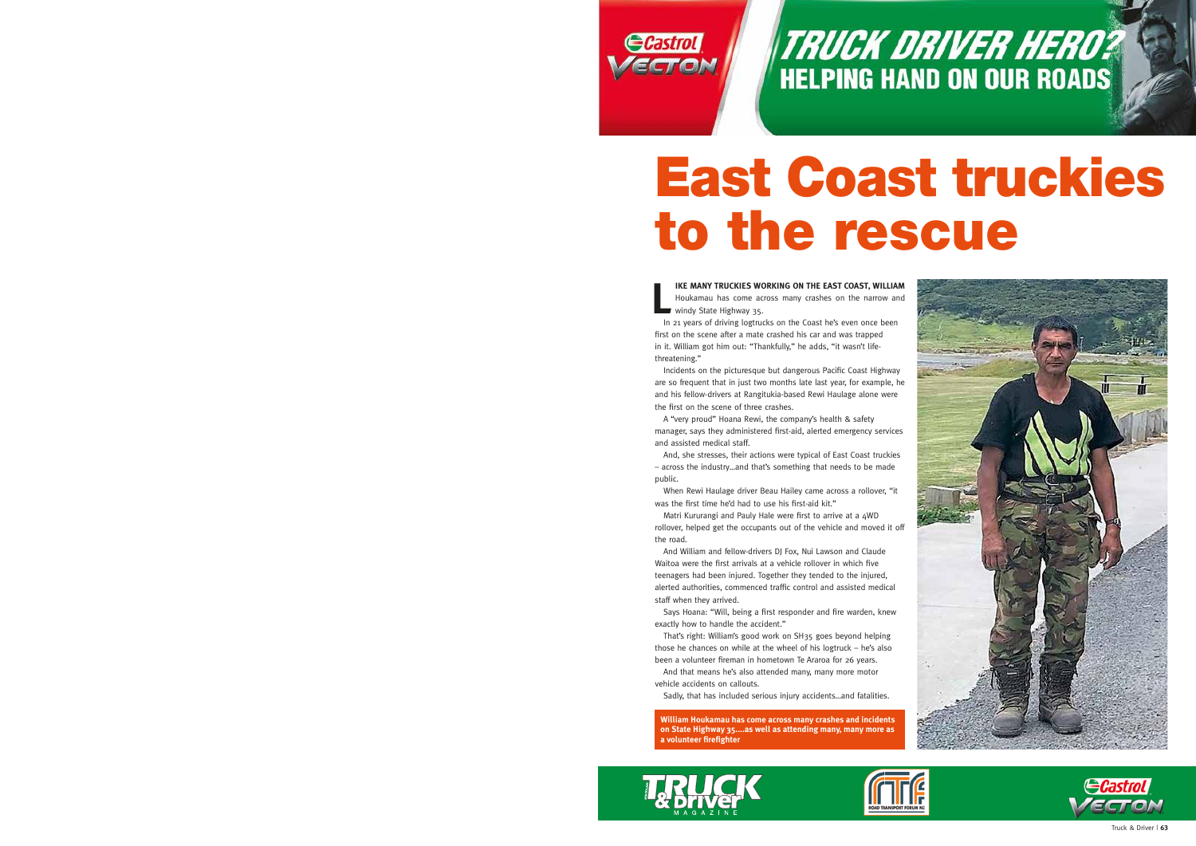TRUCK DRIVER HERO? HELPING HAND ON OUR ROADS

# East Coast truckies to the rescue

**LIKE MANY TRUCKIES WORKING ON THE EAST COAST, WILLIAM** Houkamau has come across many crashes on the narrow and windy State Highway 35.

In 21 years of driving logtrucks on the Coast he's even once been first on the scene after a mate crashed his car and was trapped in it. William got him out: "Thankfully," he adds, "it wasn't life-threatening."

Incidents on the picturesque but dangerous Pacific Coast Highway are so frequent that in just two months late last year, for example, he and his fellow-drivers at Rangitukia-based Rewi Haulage alone were the first on the scene of three crashes.

A "very proud" Hoana Rewi, the company's health & safety manager, says they administered first-aid, alerted emergency services and assisted medical staff.

And, she stresses, their actions were typical of East Coast truckies – across the industry…and that's something that needs to be made public.

When Rewi Haulage driver Beau Hailey came across a rollover, "it was the first time he'd had to use his first-aid kit."

Matri Kururangi and Pauly Hale were first to arrive at a 4WD rollover, helped get the occupants out of the vehicle and moved it off the road.

And William and fellow-drivers DJ Fox, Nui Lawson and Claude Waitoa were the first arrivals at a vehicle rollover in which five teenagers had been injured. Together they tended to the injured, alerted authorities, commenced traffic control and assisted medical staff when they arrived.

Says Hoana: "Will, being a first responder and fire warden, knew exactly how to handle the accident."

That's right: William's good work on SH35 goes beyond helping those he chances on while at the wheel of his logtruck – he's also been a volunteer fireman in hometown Te Araroa for 26 years.

And that means he's also attended many, many more motor vehicle accidents on callouts.

Sadly, that has included serious injury accidents…and fatalities.

**William Houkamau has come across many crashes and incidents on State Highway 35….as well as attending many, many more as a volunteer firefighter**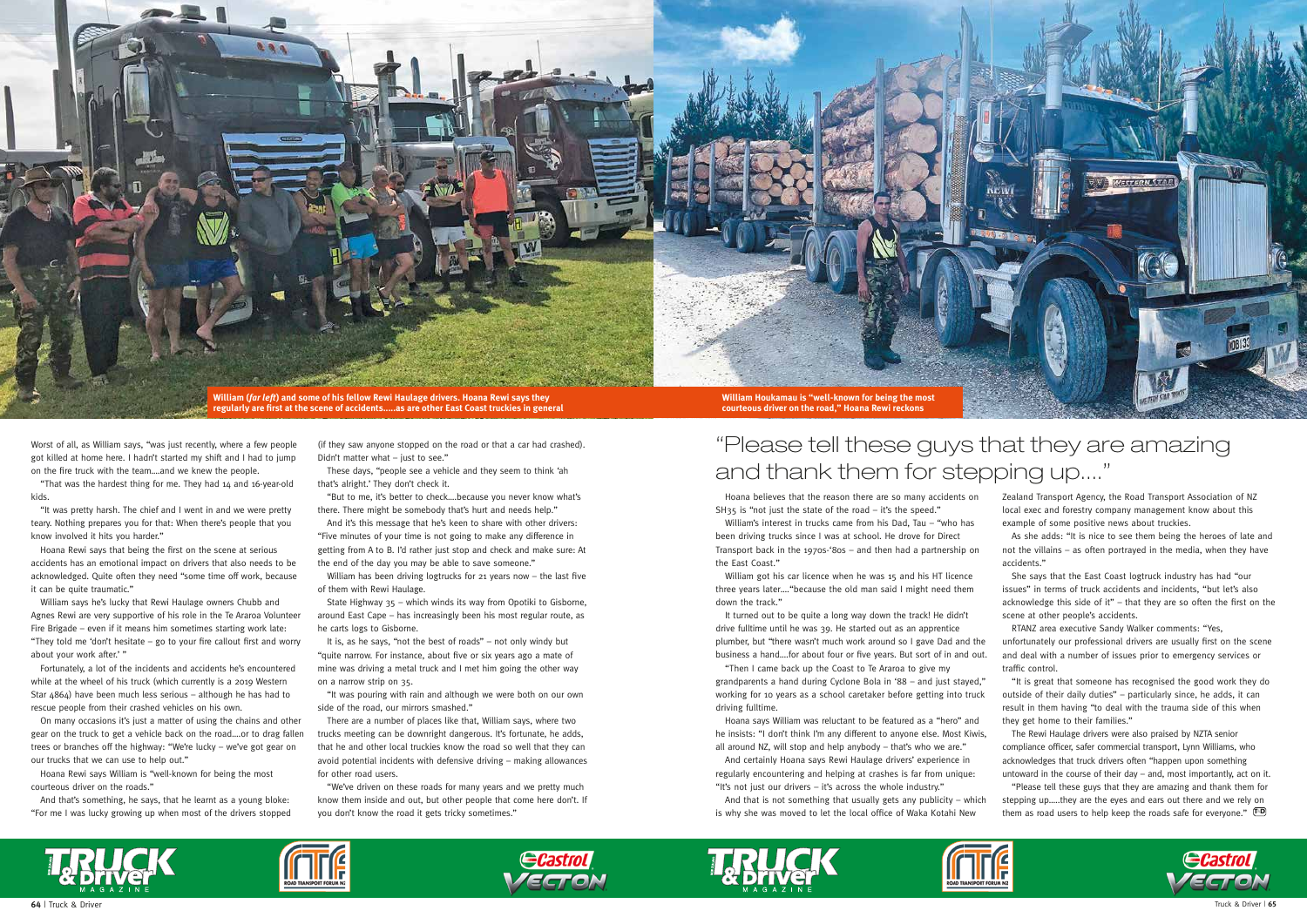William (*far left*) and some of his fellow Rewi Haulage drivers. Hoana Rewi says they regularly are first at the scene of accidents.....as are other East Coast truckies in general

William Houkamau is "well-known for being the most courteous driver on the road," Hoana Rewi reckons

Worst of all, as William says, "was just recently, where a few people got killed at home here. I hadn't started my shift and I had to jump on the fire truck with the team….and we knew the people.

"That was the hardest thing for me. They had 14 and 16-year-old kids.

"It was pretty harsh. The chief and I went in and we were pretty teary. Nothing prepares you for that: When there's people that you know involved it hits you harder."

Hoana Rewi says that being the first on the scene at serious accidents has an emotional impact on drivers that also needs to be acknowledged. Quite often they need "some time off work, because it can be quite traumatic."

William says he's lucky that Rewi Haulage owners Chubb and Agnes Rewi are very supportive of his role in the Te Araroa Volunteer Fire Brigade – even if it means him sometimes starting work late: "They told me 'don't hesitate – go to your fire callout first and worry about your work after.' "

Fortunately, a lot of the incidents and accidents he's encountered while at the wheel of his truck (which currently is a 2019 Western Star 4864) have been much less serious – although he has had to rescue people from their crashed vehicles on his own.

On many occasions it's just a matter of using the chains and other gear on the truck to get a vehicle back on the road….or to drag fallen trees or branches off the highway: "We're lucky – we've got gear on our trucks that we can use to help out."

Hoana Rewi says William is "well-known for being the most courteous driver on the roads."

And that's something, he says, that he learnt as a young bloke: "For me I was lucky growing up when most of the drivers stopped (if they saw anyone stopped on the road or that a car had crashed). Didn't matter what – just to see."

These days, "people see a vehicle and they seem to think 'ah that's alright.' They don't check it.

"But to me, it's better to check….because you never know what's there. There might be somebody that's hurt and needs help."

And it's this message that he's keen to share with other drivers: "Five minutes of your time is not going to make any difference in getting from A to B. I'd rather just stop and check and make sure: At the end of the day you may be able to save someone."

William has been driving logtrucks for 21 years now – the last five of them with Rewi Haulage.

State Highway 35 – which winds its way from Opotiki to Gisborne, around East Cape – has increasingly been his most regular route, as he carts logs to Gisborne.

It is, as he says, "not the best of roads" – not only windy but "quite narrow. For instance, about five or six years ago a mate of mine was driving a metal truck and I met him going the other way on a narrow strip on 35.

"It was pouring with rain and although we were both on our own side of the road, our mirrors smashed."

There are a number of places like that, William says, where two trucks meeting can be downright dangerous. It's fortunate, he adds, that he and other local truckies know the road so well that they can avoid potential incidents with defensive driving – making allowances for other road users.

"We've driven on these roads for many years and we pretty much know them inside and out, but other people that come here don't. If you don't know the road it gets tricky sometimes."

## "Please tell these guys that they are amazing and thank them for stepping up...."

Hoana believes that the reason there are so many accidents on SH35 is "not just the state of the road – it's the speed."

William's interest in trucks came from his Dad, Tau – "who has been driving trucks since I was at school. He drove for Direct Transport back in the 1970s-'80s – and then had a partnership on the East Coast."

William got his car licence when he was 15 and his HT licence three years later…."because the old man said I might need them down the track."

It turned out to be quite a long way down the track! He didn't drive fulltime until he was 39. He started out as an apprentice plumber, but "there wasn't much work around so I gave Dad and the business a hand….for about four or five years. But sort of in and out.

"Then I came back up the Coast to Te Araroa to give my grandparents a hand during Cyclone Bola in '88 – and just stayed," working for 10 years as a school caretaker before getting into truck driving fulltime.

Hoana says William was reluctant to be featured as a "hero" and he insists: "I don't think I'm any different to anyone else. Most Kiwis, all around NZ, will stop and help anybody – that's who we are."

And certainly Hoana says Rewi Haulage drivers' experience in regularly encountering and helping at crashes is far from unique: "It's not just our drivers – it's across the whole industry."

And that is not something that usually gets any publicity – which is why she was moved to let the local office of Waka Kotahi New Zealand Transport Agency, the Road Transport Association of NZ local exec and forestry company management know about this example of some positive news about truckies.

As she adds: "It is nice to see them being the heroes of late and not the villains – as often portrayed in the media, when they have accidents."

She says that the East Coast logtruck industry has had "our issues" in terms of truck accidents and incidents, "but let's also acknowledge this side of it" – that they are so often the first on the scene at other people's accidents.

RTANZ area executive Sandy Walker comments: "Yes, unfortunately our professional drivers are usually first on the scene and deal with a number of issues prior to emergency services or traffic control.

"It is great that someone has recognised the good work they do outside of their daily duties" – particularly since, he adds, it can result in them having "to deal with the trauma side of this when they get home to their families."

The Rewi Haulage drivers were also praised by NZTA senior compliance officer, safer commercial transport, Lynn Williams, who acknowledges that truck drivers often "happen upon something untoward in the course of their day – and, most importantly, act on it.

"Please tell these guys that they are amazing and thank them for stepping up…..they are the eyes and ears out there and we rely on them as road users to help keep the roads safe for everyone."